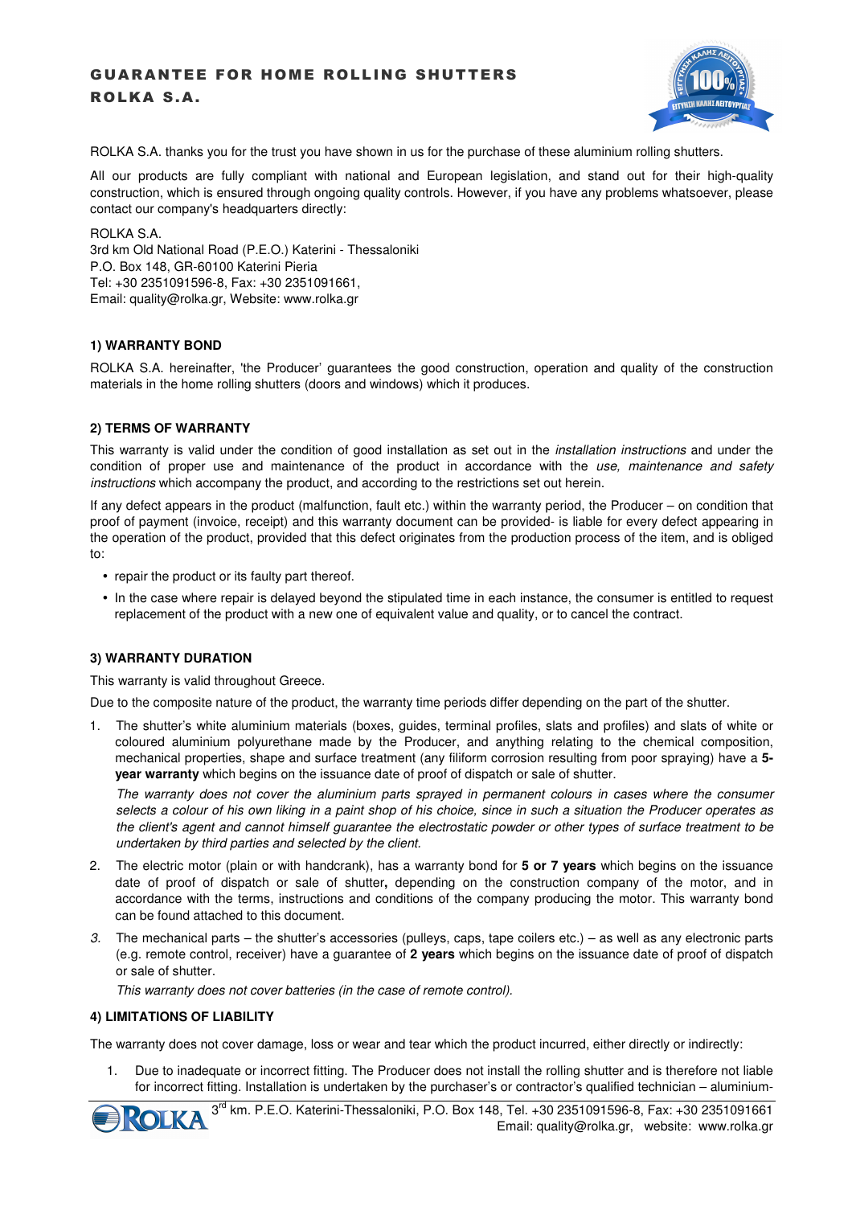# GUARANTEE FOR HOME ROLLING SHUTTERS
# ROLKA S.A.

ROLKA S.A. thanks you for the trust you have shown in us for the purchase of these aluminium rolling shutters.

All our products are fully compliant with national and European legislation, and stand out for their high-quality construction, which is ensured through ongoing quality controls. However, if you have any problems whatsoever, please contact our company's headquarters directly:

ROLKA S.A.
3rd km Old National Road (P.E.O.) Katerini - Thessaloniki
P.O. Box 148, GR-60100 Katerini Pieria
Tel: +30 2351091596-8, Fax: +30 2351091661,
Email: quality@rolka.gr, Website: www.rolka.gr

## 1) WARRANTY BOND

ROLKA S.A. hereinafter, 'the Producer' guarantees the good construction, operation and quality of the construction materials in the home rolling shutters (doors and windows) which it produces.

## 2) TERMS OF WARRANTY

This warranty is valid under the condition of good installation as set out in the *installation instructions* and under the condition of proper use and maintenance of the product in accordance with the *use, maintenance and safety instructions* which accompany the product, and according to the restrictions set out herein.

If any defect appears in the product (malfunction, fault etc.) within the warranty period, the Producer – on condition that proof of payment (invoice, receipt) and this warranty document can be provided- is liable for every defect appearing in the operation of the product, provided that this defect originates from the production process of the item, and is obliged to:

- repair the product or its faulty part thereof.
- In the case where repair is delayed beyond the stipulated time in each instance, the consumer is entitled to request replacement of the product with a new one of equivalent value and quality, or to cancel the contract.

## 3) WARRANTY DURATION

This warranty is valid throughout Greece.

Due to the composite nature of the product, the warranty time periods differ depending on the part of the shutter.

1. The shutter's white aluminium materials (boxes, guides, terminal profiles, slats and profiles) and slats of white or coloured aluminium polyurethane made by the Producer, and anything relating to the chemical composition, mechanical properties, shape and surface treatment (any filiform corrosion resulting from poor spraying) have a **5-year warranty** which begins on the issuance date of proof of dispatch or sale of shutter.

   *The warranty does not cover the aluminium parts sprayed in permanent colours in cases where the consumer selects a colour of his own liking in a paint shop of his choice, since in such a situation the Producer operates as the client's agent and cannot himself guarantee the electrostatic powder or other types of surface treatment to be undertaken by third parties and selected by the client.*

2. The electric motor (plain or with handcrank), has a warranty bond for **5 or 7 years** which begins on the issuance date of proof of dispatch or sale of shutter**,** depending on the construction company of the motor, and in accordance with the terms, instructions and conditions of the company producing the motor. This warranty bond can be found attached to this document.

3. The mechanical parts – the shutter's accessories (pulleys, caps, tape coilers etc.) – as well as any electronic parts (e.g. remote control, receiver) have a guarantee of **2 years** which begins on the issuance date of proof of dispatch or sale of shutter.

   *This warranty does not cover batteries (in the case of remote control).*

## 4) LIMITATIONS OF LIABILITY

The warranty does not cover damage, loss or wear and tear which the product incurred, either directly or indirectly:

1. Due to inadequate or incorrect fitting. The Producer does not install the rolling shutter and is therefore not liable for incorrect fitting. Installation is undertaken by the purchaser's or contractor's qualified technician – aluminium-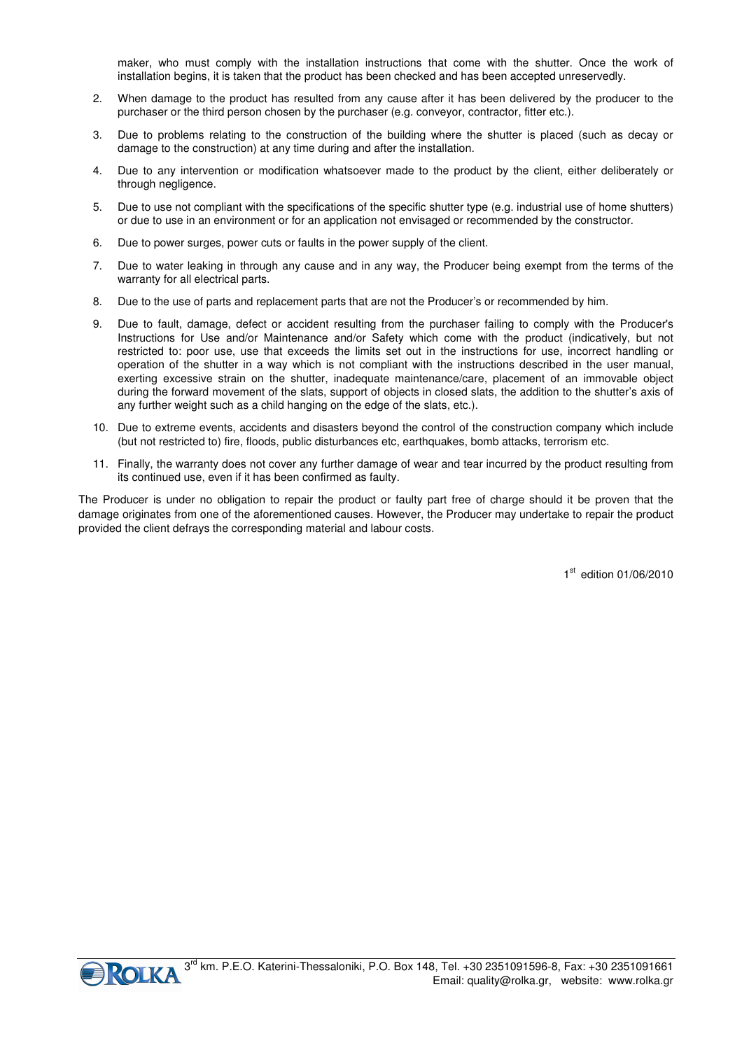maker, who must comply with the installation instructions that come with the shutter. Once the work of installation begins, it is taken that the product has been checked and has been accepted unreservedly.

2. When damage to the product has resulted from any cause after it has been delivered by the producer to the purchaser or the third person chosen by the purchaser (e.g. conveyor, contractor, fitter etc.).

3. Due to problems relating to the construction of the building where the shutter is placed (such as decay or damage to the construction) at any time during and after the installation.

4. Due to any intervention or modification whatsoever made to the product by the client, either deliberately or through negligence.

5. Due to use not compliant with the specifications of the specific shutter type (e.g. industrial use of home shutters) or due to use in an environment or for an application not envisaged or recommended by the constructor.

6. Due to power surges, power cuts or faults in the power supply of the client.

7. Due to water leaking in through any cause and in any way, the Producer being exempt from the terms of the warranty for all electrical parts.

8. Due to the use of parts and replacement parts that are not the Producer's or recommended by him.

9. Due to fault, damage, defect or accident resulting from the purchaser failing to comply with the Producer's Instructions for Use and/or Maintenance and/or Safety which come with the product (indicatively, but not restricted to: poor use, use that exceeds the limits set out in the instructions for use, incorrect handling or operation of the shutter in a way which is not compliant with the instructions described in the user manual, exerting excessive strain on the shutter, inadequate maintenance/care, placement of an immovable object during the forward movement of the slats, support of objects in closed slats, the addition to the shutter's axis of any further weight such as a child hanging on the edge of the slats, etc.).

10. Due to extreme events, accidents and disasters beyond the control of the construction company which include (but not restricted to) fire, floods, public disturbances etc, earthquakes, bomb attacks, terrorism etc.

11. Finally, the warranty does not cover any further damage of wear and tear incurred by the product resulting from its continued use, even if it has been confirmed as faulty.

The Producer is under no obligation to repair the product or faulty part free of charge should it be proven that the damage originates from one of the aforementioned causes. However, the Producer may undertake to repair the product provided the client defrays the corresponding material and labour costs.

1st edition 01/06/2010